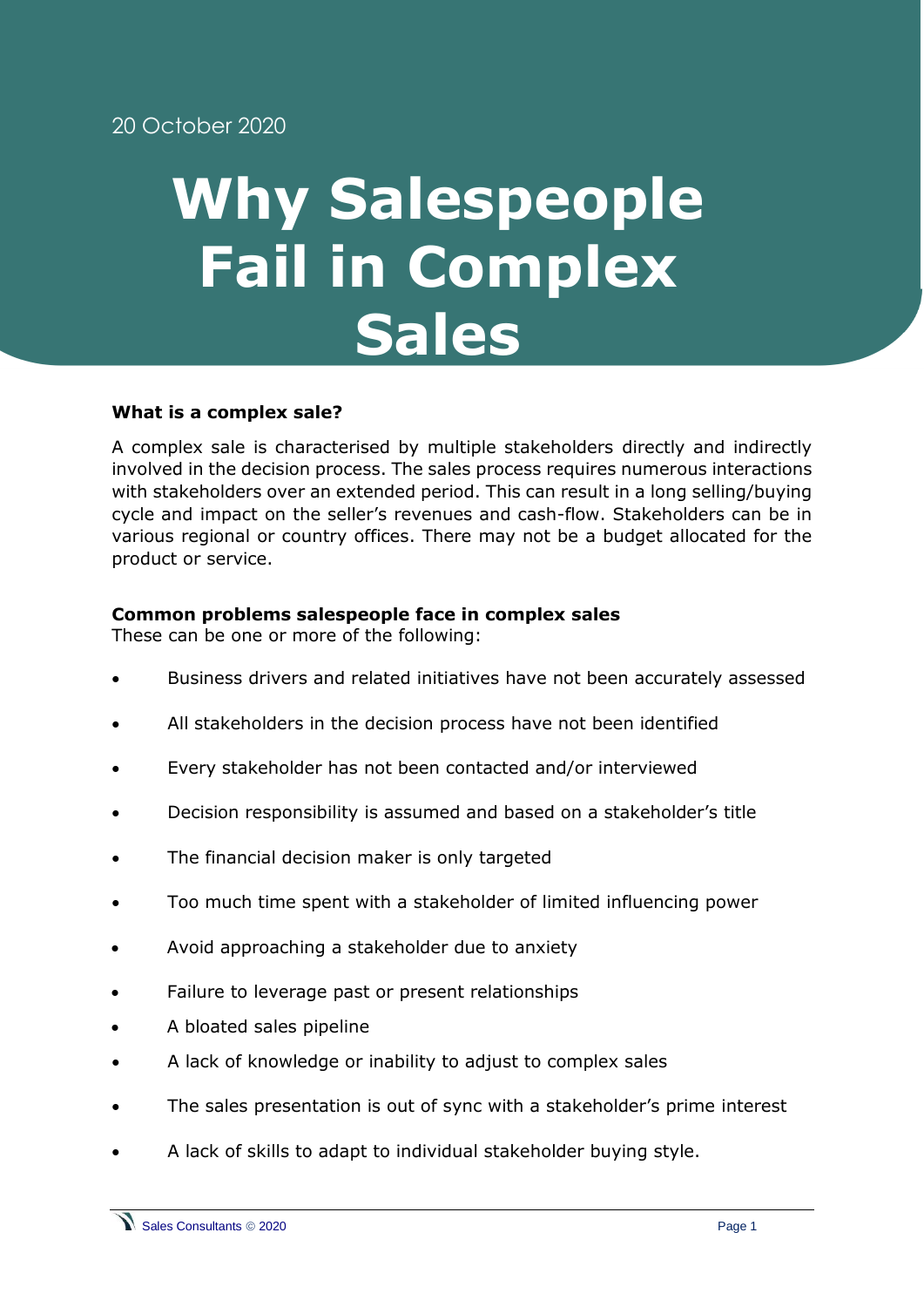20 October 2020

# Why Salespeople Fail in Complex Sales

**What is a complex sale?**

A complex sale is characterised by multiple stakeholders directly and indirectly involved in the decision process. The sales process requires numerous interactions with stakeholders over an extended period. This can result in a long selling/buying cycle and impact on the seller's revenues and cash-flow. Stakeholders can be in various regional or country offices. There may not be a budget allocated for the product or service.

**Common problems salespeople face in complex sales**
These can be one or more of the following:

- Business drivers and related initiatives have not been accurately assessed
- All stakeholders in the decision process have not been identified
- Every stakeholder has not been contacted and/or interviewed
- Decision responsibility is assumed and based on a stakeholder's title
- The financial decision maker is only targeted
- Too much time spent with a stakeholder of limited influencing power
- Avoid approaching a stakeholder due to anxiety
- Failure to leverage past or present relationships
- A bloated sales pipeline
- A lack of knowledge or inability to adjust to complex sales
- The sales presentation is out of sync with a stakeholder's prime interest
- A lack of skills to adapt to individual stakeholder buying style.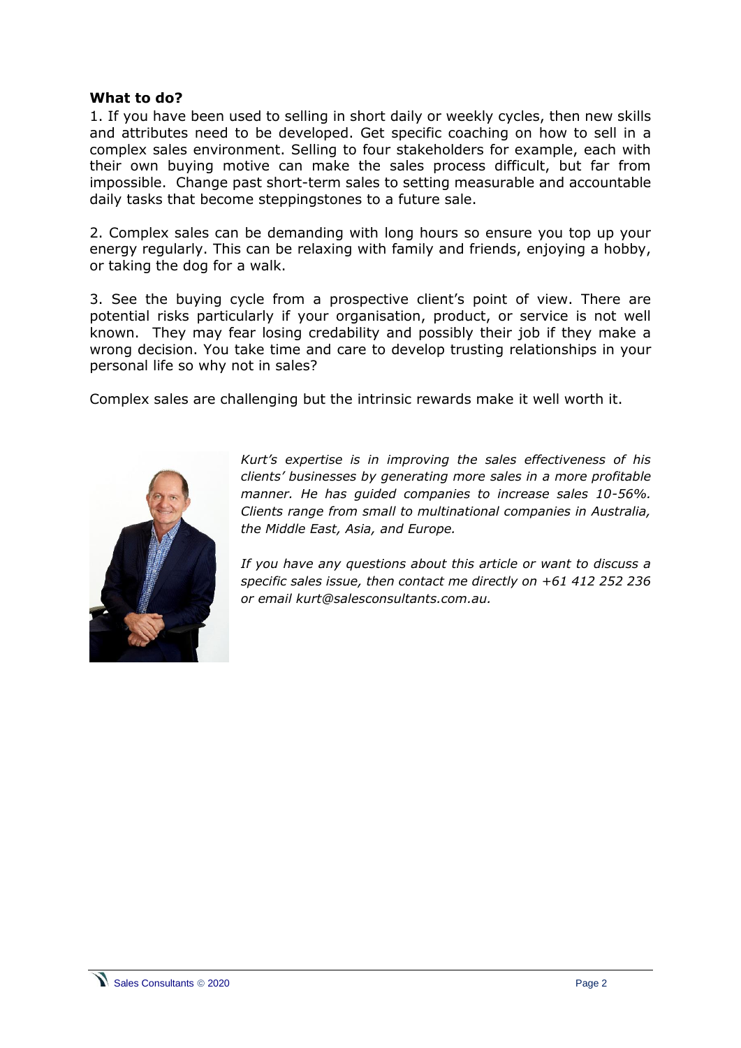**What to do?**

1. If you have been used to selling in short daily or weekly cycles, then new skills and attributes need to be developed. Get specific coaching on how to sell in a complex sales environment. Selling to four stakeholders for example, each with their own buying motive can make the sales process difficult, but far from impossible. Change past short-term sales to setting measurable and accountable daily tasks that become steppingstones to a future sale.

2. Complex sales can be demanding with long hours so ensure you top up your energy regularly. This can be relaxing with family and friends, enjoying a hobby, or taking the dog for a walk.

3. See the buying cycle from a prospective client's point of view. There are potential risks particularly if your organisation, product, or service is not well known. They may fear losing credability and possibly their job if they make a wrong decision. You take time and care to develop trusting relationships in your personal life so why not in sales?

Complex sales are challenging but the intrinsic rewards make it well worth it.

*Kurt's expertise is in improving the sales effectiveness of his clients' businesses by generating more sales in a more profitable manner. He has guided companies to increase sales 10-56%. Clients range from small to multinational companies in Australia, the Middle East, Asia, and Europe.*

*If you have any questions about this article or want to discuss a specific sales issue, then contact me directly on +61 412 252 236 or email kurt@salesconsultants.com.au.*